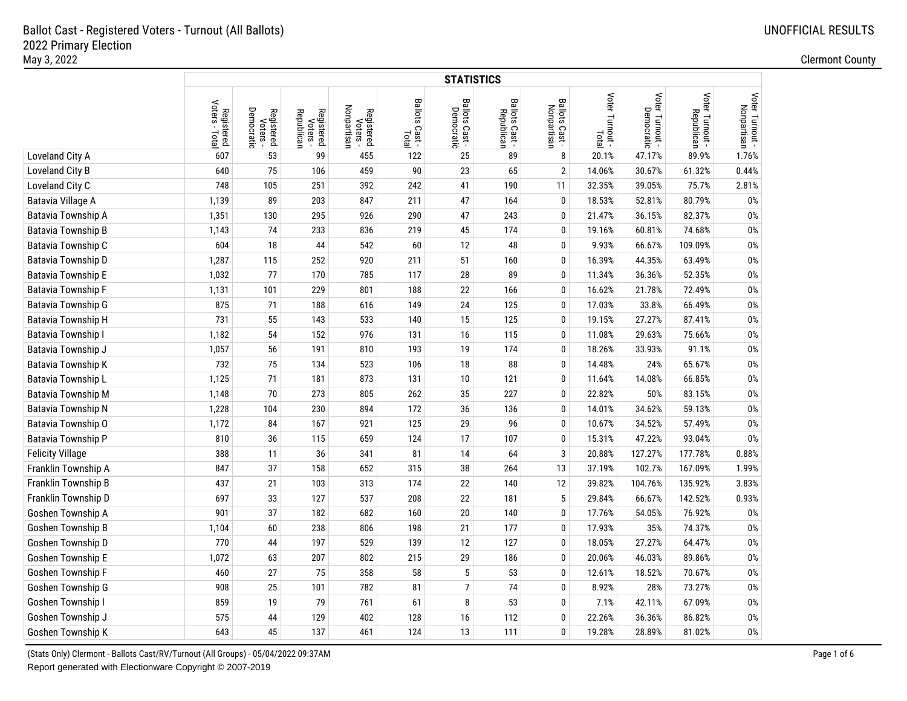Ballot Cast - Registered Voters - Turnout (All Ballots)
2022 Primary Election
May 3, 2022

UNOFFICIAL RESULTS

Clermont County

| | STATISTICS | | | | | | | | | | | |
|---|---|---|---|---|---|---|---|---|---|---|---|---|
| | Registered Voters - Total | Registered Voters - Democratic | Registered Voters - Republican | Registered Voters - Nonpartisan | Ballots Cast - Total | Ballots Cast - Democratic | Ballots Cast - Republican | Ballots Cast - Nonpartisan | Voter Turnout - Total | Voter Turnout - Democratic | Voter Turnout - Republican | Voter Turnout - Nonpartisan |
| Loveland City A | 607 | 53 | 99 | 455 | 122 | 25 | 89 | 8 | 20.1% | 47.17% | 89.9% | 1.76% |
| Loveland City B | 640 | 75 | 106 | 459 | 90 | 23 | 65 | 2 | 14.06% | 30.67% | 61.32% | 0.44% |
| Loveland City C | 748 | 105 | 251 | 392 | 242 | 41 | 190 | 11 | 32.35% | 39.05% | 75.7% | 2.81% |
| Batavia Village A | 1,139 | 89 | 203 | 847 | 211 | 47 | 164 | 0 | 18.53% | 52.81% | 80.79% | 0% |
| Batavia Township A | 1,351 | 130 | 295 | 926 | 290 | 47 | 243 | 0 | 21.47% | 36.15% | 82.37% | 0% |
| Batavia Township B | 1,143 | 74 | 233 | 836 | 219 | 45 | 174 | 0 | 19.16% | 60.81% | 74.68% | 0% |
| Batavia Township C | 604 | 18 | 44 | 542 | 60 | 12 | 48 | 0 | 9.93% | 66.67% | 109.09% | 0% |
| Batavia Township D | 1,287 | 115 | 252 | 920 | 211 | 51 | 160 | 0 | 16.39% | 44.35% | 63.49% | 0% |
| Batavia Township E | 1,032 | 77 | 170 | 785 | 117 | 28 | 89 | 0 | 11.34% | 36.36% | 52.35% | 0% |
| Batavia Township F | 1,131 | 101 | 229 | 801 | 188 | 22 | 166 | 0 | 16.62% | 21.78% | 72.49% | 0% |
| Batavia Township G | 875 | 71 | 188 | 616 | 149 | 24 | 125 | 0 | 17.03% | 33.8% | 66.49% | 0% |
| Batavia Township H | 731 | 55 | 143 | 533 | 140 | 15 | 125 | 0 | 19.15% | 27.27% | 87.41% | 0% |
| Batavia Township I | 1,182 | 54 | 152 | 976 | 131 | 16 | 115 | 0 | 11.08% | 29.63% | 75.66% | 0% |
| Batavia Township J | 1,057 | 56 | 191 | 810 | 193 | 19 | 174 | 0 | 18.26% | 33.93% | 91.1% | 0% |
| Batavia Township K | 732 | 75 | 134 | 523 | 106 | 18 | 88 | 0 | 14.48% | 24% | 65.67% | 0% |
| Batavia Township L | 1,125 | 71 | 181 | 873 | 131 | 10 | 121 | 0 | 11.64% | 14.08% | 66.85% | 0% |
| Batavia Township M | 1,148 | 70 | 273 | 805 | 262 | 35 | 227 | 0 | 22.82% | 50% | 83.15% | 0% |
| Batavia Township N | 1,228 | 104 | 230 | 894 | 172 | 36 | 136 | 0 | 14.01% | 34.62% | 59.13% | 0% |
| Batavia Township O | 1,172 | 84 | 167 | 921 | 125 | 29 | 96 | 0 | 10.67% | 34.52% | 57.49% | 0% |
| Batavia Township P | 810 | 36 | 115 | 659 | 124 | 17 | 107 | 0 | 15.31% | 47.22% | 93.04% | 0% |
| Felicity Village | 388 | 11 | 36 | 341 | 81 | 14 | 64 | 3 | 20.88% | 127.27% | 177.78% | 0.88% |
| Franklin Township A | 847 | 37 | 158 | 652 | 315 | 38 | 264 | 13 | 37.19% | 102.7% | 167.09% | 1.99% |
| Franklin Township B | 437 | 21 | 103 | 313 | 174 | 22 | 140 | 12 | 39.82% | 104.76% | 135.92% | 3.83% |
| Franklin Township D | 697 | 33 | 127 | 537 | 208 | 22 | 181 | 5 | 29.84% | 66.67% | 142.52% | 0.93% |
| Goshen Township A | 901 | 37 | 182 | 682 | 160 | 20 | 140 | 0 | 17.76% | 54.05% | 76.92% | 0% |
| Goshen Township B | 1,104 | 60 | 238 | 806 | 198 | 21 | 177 | 0 | 17.93% | 35% | 74.37% | 0% |
| Goshen Township D | 770 | 44 | 197 | 529 | 139 | 12 | 127 | 0 | 18.05% | 27.27% | 64.47% | 0% |
| Goshen Township E | 1,072 | 63 | 207 | 802 | 215 | 29 | 186 | 0 | 20.06% | 46.03% | 89.86% | 0% |
| Goshen Township F | 460 | 27 | 75 | 358 | 58 | 5 | 53 | 0 | 12.61% | 18.52% | 70.67% | 0% |
| Goshen Township G | 908 | 25 | 101 | 782 | 81 | 7 | 74 | 0 | 8.92% | 28% | 73.27% | 0% |
| Goshen Township I | 859 | 19 | 79 | 761 | 61 | 8 | 53 | 0 | 7.1% | 42.11% | 67.09% | 0% |
| Goshen Township J | 575 | 44 | 129 | 402 | 128 | 16 | 112 | 0 | 22.26% | 36.36% | 86.82% | 0% |
| Goshen Township K | 643 | 45 | 137 | 461 | 124 | 13 | 111 | 0 | 19.28% | 28.89% | 81.02% | 0% |

(Stats Only) Clermont - Ballots Cast/RV/Turnout (All Groups) - 05/04/2022 09:37AM
Report generated with Electionware Copyright © 2007-2019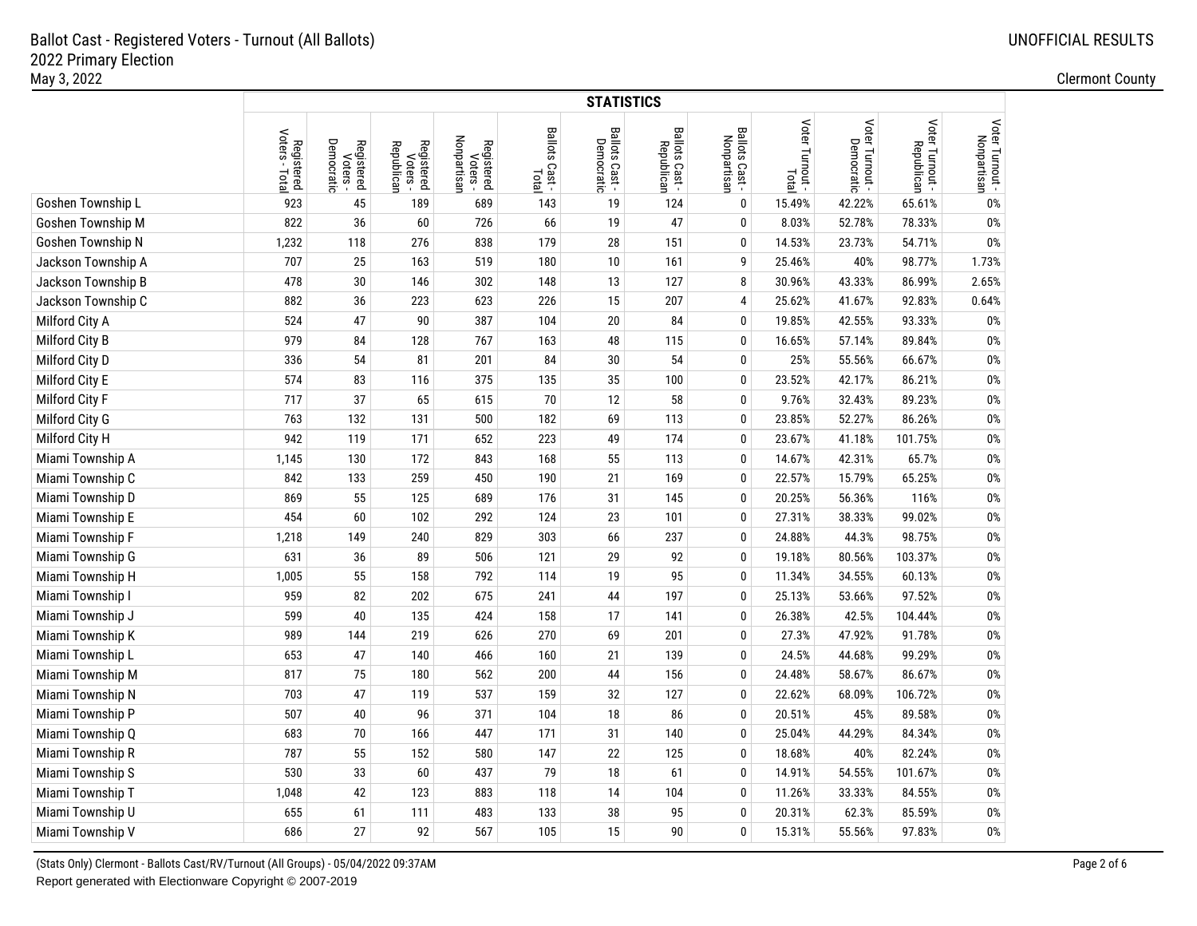# Ballot Cast - Registered Voters - Turnout (All Ballots)

## 2022 Primary Election

May 3, 2022

UNOFFICIAL RESULTS

Clermont County

| | STATISTICS | | | | | | | | | | | |
|---|---|---|---|---|---|---|---|---|---|---|---|---|
| | Registered Voters - Total | Registered Voters - Democratic | Registered Voters - Republican | Registered Voters - Nonpartisan | Ballots Cast - Total | Ballots Cast - Democratic | Ballots Cast - Republican | Ballots Cast - Nonpartisan | Voter Turnout - Total | Voter Turnout - Democratic | Voter Turnout - Republican | Voter Turnout - Nonpartisan |
| Goshen Township L | 923 | 45 | 189 | 689 | 143 | 19 | 124 | 0 | 15.49% | 42.22% | 65.61% | 0% |
| Goshen Township M | 822 | 36 | 60 | 726 | 66 | 19 | 47 | 0 | 8.03% | 52.78% | 78.33% | 0% |
| Goshen Township N | 1,232 | 118 | 276 | 838 | 179 | 28 | 151 | 0 | 14.53% | 23.73% | 54.71% | 0% |
| Jackson Township A | 707 | 25 | 163 | 519 | 180 | 10 | 161 | 9 | 25.46% | 40% | 98.77% | 1.73% |
| Jackson Township B | 478 | 30 | 146 | 302 | 148 | 13 | 127 | 8 | 30.96% | 43.33% | 86.99% | 2.65% |
| Jackson Township C | 882 | 36 | 223 | 623 | 226 | 15 | 207 | 4 | 25.62% | 41.67% | 92.83% | 0.64% |
| Milford City A | 524 | 47 | 90 | 387 | 104 | 20 | 84 | 0 | 19.85% | 42.55% | 93.33% | 0% |
| Milford City B | 979 | 84 | 128 | 767 | 163 | 48 | 115 | 0 | 16.65% | 57.14% | 89.84% | 0% |
| Milford City D | 336 | 54 | 81 | 201 | 84 | 30 | 54 | 0 | 25% | 55.56% | 66.67% | 0% |
| Milford City E | 574 | 83 | 116 | 375 | 135 | 35 | 100 | 0 | 23.52% | 42.17% | 86.21% | 0% |
| Milford City F | 717 | 37 | 65 | 615 | 70 | 12 | 58 | 0 | 9.76% | 32.43% | 89.23% | 0% |
| Milford City G | 763 | 132 | 131 | 500 | 182 | 69 | 113 | 0 | 23.85% | 52.27% | 86.26% | 0% |
| Milford City H | 942 | 119 | 171 | 652 | 223 | 49 | 174 | 0 | 23.67% | 41.18% | 101.75% | 0% |
| Miami Township A | 1,145 | 130 | 172 | 843 | 168 | 55 | 113 | 0 | 14.67% | 42.31% | 65.7% | 0% |
| Miami Township C | 842 | 133 | 259 | 450 | 190 | 21 | 169 | 0 | 22.57% | 15.79% | 65.25% | 0% |
| Miami Township D | 869 | 55 | 125 | 689 | 176 | 31 | 145 | 0 | 20.25% | 56.36% | 116% | 0% |
| Miami Township E | 454 | 60 | 102 | 292 | 124 | 23 | 101 | 0 | 27.31% | 38.33% | 99.02% | 0% |
| Miami Township F | 1,218 | 149 | 240 | 829 | 303 | 66 | 237 | 0 | 24.88% | 44.3% | 98.75% | 0% |
| Miami Township G | 631 | 36 | 89 | 506 | 121 | 29 | 92 | 0 | 19.18% | 80.56% | 103.37% | 0% |
| Miami Township H | 1,005 | 55 | 158 | 792 | 114 | 19 | 95 | 0 | 11.34% | 34.55% | 60.13% | 0% |
| Miami Township I | 959 | 82 | 202 | 675 | 241 | 44 | 197 | 0 | 25.13% | 53.66% | 97.52% | 0% |
| Miami Township J | 599 | 40 | 135 | 424 | 158 | 17 | 141 | 0 | 26.38% | 42.5% | 104.44% | 0% |
| Miami Township K | 989 | 144 | 219 | 626 | 270 | 69 | 201 | 0 | 27.3% | 47.92% | 91.78% | 0% |
| Miami Township L | 653 | 47 | 140 | 466 | 160 | 21 | 139 | 0 | 24.5% | 44.68% | 99.29% | 0% |
| Miami Township M | 817 | 75 | 180 | 562 | 200 | 44 | 156 | 0 | 24.48% | 58.67% | 86.67% | 0% |
| Miami Township N | 703 | 47 | 119 | 537 | 159 | 32 | 127 | 0 | 22.62% | 68.09% | 106.72% | 0% |
| Miami Township P | 507 | 40 | 96 | 371 | 104 | 18 | 86 | 0 | 20.51% | 45% | 89.58% | 0% |
| Miami Township Q | 683 | 70 | 166 | 447 | 171 | 31 | 140 | 0 | 25.04% | 44.29% | 84.34% | 0% |
| Miami Township R | 787 | 55 | 152 | 580 | 147 | 22 | 125 | 0 | 18.68% | 40% | 82.24% | 0% |
| Miami Township S | 530 | 33 | 60 | 437 | 79 | 18 | 61 | 0 | 14.91% | 54.55% | 101.67% | 0% |
| Miami Township T | 1,048 | 42 | 123 | 883 | 118 | 14 | 104 | 0 | 11.26% | 33.33% | 84.55% | 0% |
| Miami Township U | 655 | 61 | 111 | 483 | 133 | 38 | 95 | 0 | 20.31% | 62.3% | 85.59% | 0% |
| Miami Township V | 686 | 27 | 92 | 567 | 105 | 15 | 90 | 0 | 15.31% | 55.56% | 97.83% | 0% |

(Stats Only) Clermont - Ballots Cast/RV/Turnout (All Groups) - 05/04/2022 09:37AM

Report generated with Electionware Copyright © 2007-2019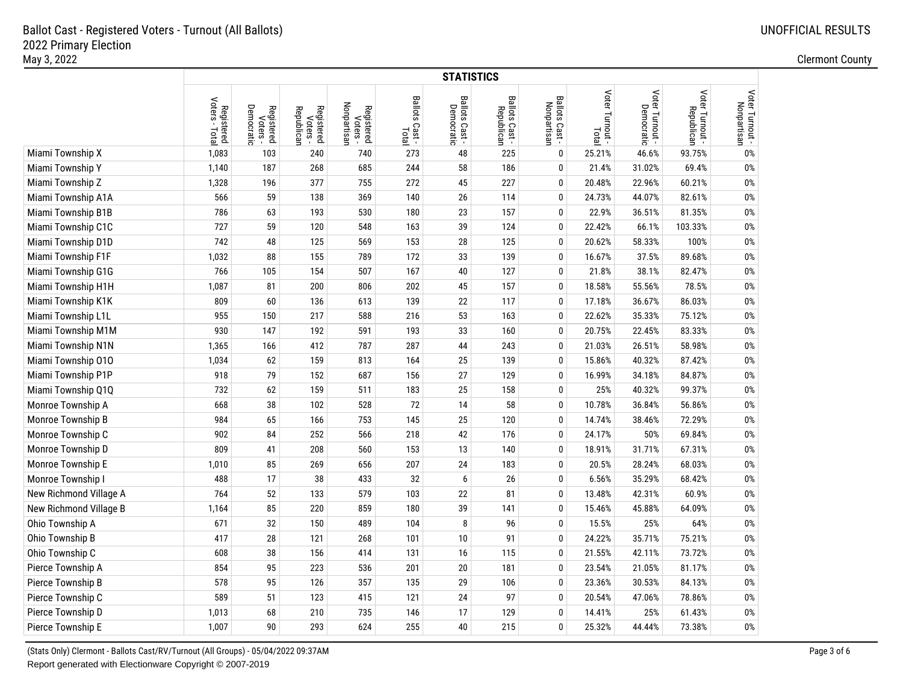Ballot Cast - Registered Voters - Turnout (All Ballots)
2022 Primary Election
May 3, 2022

UNOFFICIAL RESULTS

Clermont County

| | STATISTICS | | | | | | | | | | | |
|---|---|---|---|---|---|---|---|---|---|---|---|---|
| | Registered Voters - Total | Registered Voters - Democratic | Registered Voters - Republican | Registered Voters - Nonpartisan | Ballots Cast - Total | Ballots Cast - Democratic | Ballots Cast - Republican | Ballots Cast - Nonpartisan | Voter Turnout - Total | Voter Turnout - Democratic | Voter Turnout - Republican | Voter Turnout - Nonpartisan |
| Miami Township X | 1,083 | 103 | 240 | 740 | 273 | 48 | 225 | 0 | 25.21% | 46.6% | 93.75% | 0% |
| Miami Township Y | 1,140 | 187 | 268 | 685 | 244 | 58 | 186 | 0 | 21.4% | 31.02% | 69.4% | 0% |
| Miami Township Z | 1,328 | 196 | 377 | 755 | 272 | 45 | 227 | 0 | 20.48% | 22.96% | 60.21% | 0% |
| Miami Township A1A | 566 | 59 | 138 | 369 | 140 | 26 | 114 | 0 | 24.73% | 44.07% | 82.61% | 0% |
| Miami Township B1B | 786 | 63 | 193 | 530 | 180 | 23 | 157 | 0 | 22.9% | 36.51% | 81.35% | 0% |
| Miami Township C1C | 727 | 59 | 120 | 548 | 163 | 39 | 124 | 0 | 22.42% | 66.1% | 103.33% | 0% |
| Miami Township D1D | 742 | 48 | 125 | 569 | 153 | 28 | 125 | 0 | 20.62% | 58.33% | 100% | 0% |
| Miami Township F1F | 1,032 | 88 | 155 | 789 | 172 | 33 | 139 | 0 | 16.67% | 37.5% | 89.68% | 0% |
| Miami Township G1G | 766 | 105 | 154 | 507 | 167 | 40 | 127 | 0 | 21.8% | 38.1% | 82.47% | 0% |
| Miami Township H1H | 1,087 | 81 | 200 | 806 | 202 | 45 | 157 | 0 | 18.58% | 55.56% | 78.5% | 0% |
| Miami Township K1K | 809 | 60 | 136 | 613 | 139 | 22 | 117 | 0 | 17.18% | 36.67% | 86.03% | 0% |
| Miami Township L1L | 955 | 150 | 217 | 588 | 216 | 53 | 163 | 0 | 22.62% | 35.33% | 75.12% | 0% |
| Miami Township M1M | 930 | 147 | 192 | 591 | 193 | 33 | 160 | 0 | 20.75% | 22.45% | 83.33% | 0% |
| Miami Township N1N | 1,365 | 166 | 412 | 787 | 287 | 44 | 243 | 0 | 21.03% | 26.51% | 58.98% | 0% |
| Miami Township O1O | 1,034 | 62 | 159 | 813 | 164 | 25 | 139 | 0 | 15.86% | 40.32% | 87.42% | 0% |
| Miami Township P1P | 918 | 79 | 152 | 687 | 156 | 27 | 129 | 0 | 16.99% | 34.18% | 84.87% | 0% |
| Miami Township Q1Q | 732 | 62 | 159 | 511 | 183 | 25 | 158 | 0 | 25% | 40.32% | 99.37% | 0% |
| Monroe Township A | 668 | 38 | 102 | 528 | 72 | 14 | 58 | 0 | 10.78% | 36.84% | 56.86% | 0% |
| Monroe Township B | 984 | 65 | 166 | 753 | 145 | 25 | 120 | 0 | 14.74% | 38.46% | 72.29% | 0% |
| Monroe Township C | 902 | 84 | 252 | 566 | 218 | 42 | 176 | 0 | 24.17% | 50% | 69.84% | 0% |
| Monroe Township D | 809 | 41 | 208 | 560 | 153 | 13 | 140 | 0 | 18.91% | 31.71% | 67.31% | 0% |
| Monroe Township E | 1,010 | 85 | 269 | 656 | 207 | 24 | 183 | 0 | 20.5% | 28.24% | 68.03% | 0% |
| Monroe Township I | 488 | 17 | 38 | 433 | 32 | 6 | 26 | 0 | 6.56% | 35.29% | 68.42% | 0% |
| New Richmond Village A | 764 | 52 | 133 | 579 | 103 | 22 | 81 | 0 | 13.48% | 42.31% | 60.9% | 0% |
| New Richmond Village B | 1,164 | 85 | 220 | 859 | 180 | 39 | 141 | 0 | 15.46% | 45.88% | 64.09% | 0% |
| Ohio Township A | 671 | 32 | 150 | 489 | 104 | 8 | 96 | 0 | 15.5% | 25% | 64% | 0% |
| Ohio Township B | 417 | 28 | 121 | 268 | 101 | 10 | 91 | 0 | 24.22% | 35.71% | 75.21% | 0% |
| Ohio Township C | 608 | 38 | 156 | 414 | 131 | 16 | 115 | 0 | 21.55% | 42.11% | 73.72% | 0% |
| Pierce Township A | 854 | 95 | 223 | 536 | 201 | 20 | 181 | 0 | 23.54% | 21.05% | 81.17% | 0% |
| Pierce Township B | 578 | 95 | 126 | 357 | 135 | 29 | 106 | 0 | 23.36% | 30.53% | 84.13% | 0% |
| Pierce Township C | 589 | 51 | 123 | 415 | 121 | 24 | 97 | 0 | 20.54% | 47.06% | 78.86% | 0% |
| Pierce Township D | 1,013 | 68 | 210 | 735 | 146 | 17 | 129 | 0 | 14.41% | 25% | 61.43% | 0% |
| Pierce Township E | 1,007 | 90 | 293 | 624 | 255 | 40 | 215 | 0 | 25.32% | 44.44% | 73.38% | 0% |

(Stats Only) Clermont - Ballots Cast/RV/Turnout (All Groups) - 05/04/2022 09:37AM

Report generated with Electionware Copyright © 2007-2019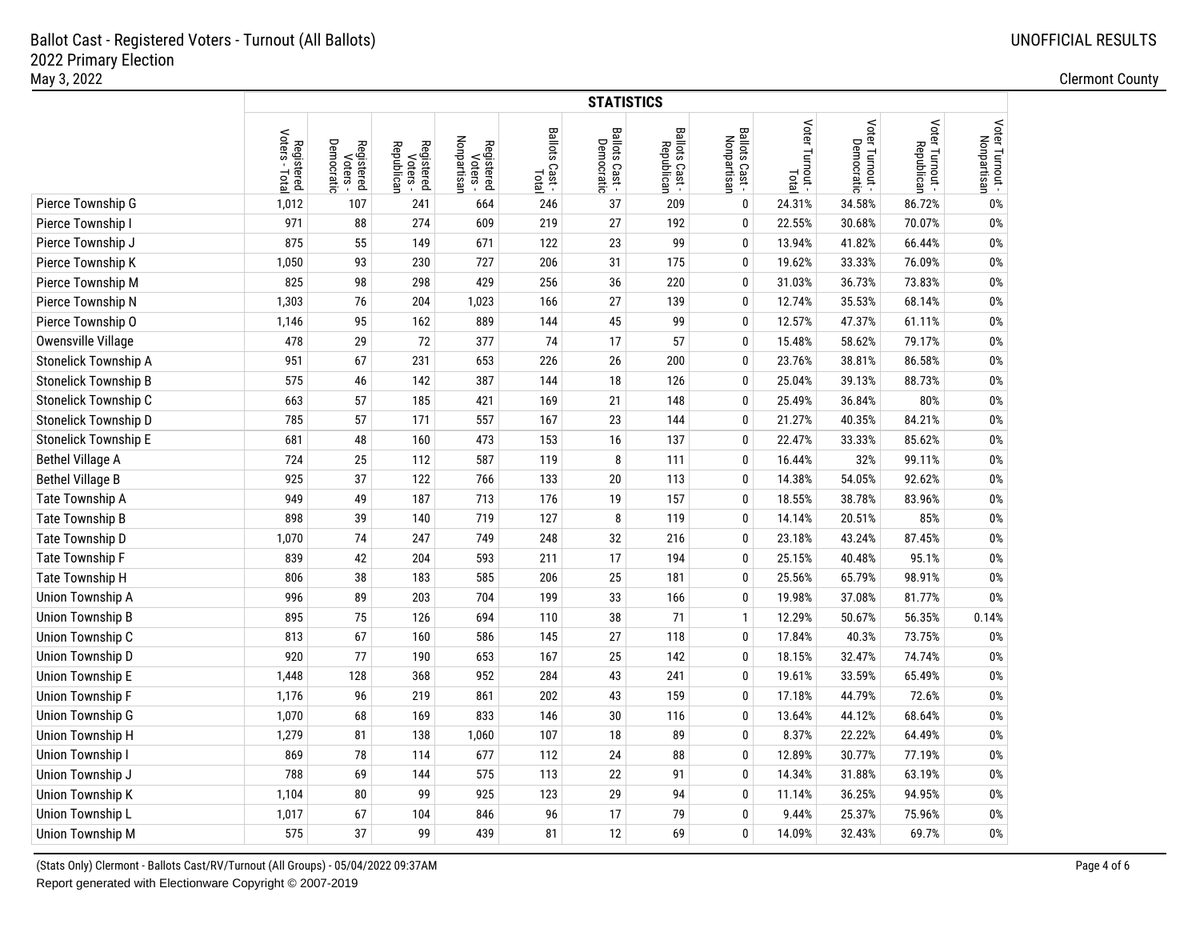# Ballot Cast - Registered Voters - Turnout (All Ballots)
## 2022 Primary Election
May 3, 2022

UNOFFICIAL RESULTS

Clermont County

| | STATISTICS | | | | | | | | | | | |
|---|---|---|---|---|---|---|---|---|---|---|---|---|
| | Registered Voters - Total | Registered Voters - Democratic | Registered Voters - Republican | Registered Voters - Nonpartisan | Ballots Cast - Total | Ballots Cast - Democratic | Ballots Cast - Republican | Ballots Cast - Nonpartisan | Voter Turnout - Total | Voter Turnout - Democratic | Voter Turnout - Republican | Voter Turnout - Nonpartisan |
| Pierce Township G | 1,012 | 107 | 241 | 664 | 246 | 37 | 209 | 0 | 24.31% | 34.58% | 86.72% | 0% |
| Pierce Township I | 971 | 88 | 274 | 609 | 219 | 27 | 192 | 0 | 22.55% | 30.68% | 70.07% | 0% |
| Pierce Township J | 875 | 55 | 149 | 671 | 122 | 23 | 99 | 0 | 13.94% | 41.82% | 66.44% | 0% |
| Pierce Township K | 1,050 | 93 | 230 | 727 | 206 | 31 | 175 | 0 | 19.62% | 33.33% | 76.09% | 0% |
| Pierce Township M | 825 | 98 | 298 | 429 | 256 | 36 | 220 | 0 | 31.03% | 36.73% | 73.83% | 0% |
| Pierce Township N | 1,303 | 76 | 204 | 1,023 | 166 | 27 | 139 | 0 | 12.74% | 35.53% | 68.14% | 0% |
| Pierce Township O | 1,146 | 95 | 162 | 889 | 144 | 45 | 99 | 0 | 12.57% | 47.37% | 61.11% | 0% |
| Owensville Village | 478 | 29 | 72 | 377 | 74 | 17 | 57 | 0 | 15.48% | 58.62% | 79.17% | 0% |
| Stonelick Township A | 951 | 67 | 231 | 653 | 226 | 26 | 200 | 0 | 23.76% | 38.81% | 86.58% | 0% |
| Stonelick Township B | 575 | 46 | 142 | 387 | 144 | 18 | 126 | 0 | 25.04% | 39.13% | 88.73% | 0% |
| Stonelick Township C | 663 | 57 | 185 | 421 | 169 | 21 | 148 | 0 | 25.49% | 36.84% | 80% | 0% |
| Stonelick Township D | 785 | 57 | 171 | 557 | 167 | 23 | 144 | 0 | 21.27% | 40.35% | 84.21% | 0% |
| Stonelick Township E | 681 | 48 | 160 | 473 | 153 | 16 | 137 | 0 | 22.47% | 33.33% | 85.62% | 0% |
| Bethel Village A | 724 | 25 | 112 | 587 | 119 | 8 | 111 | 0 | 16.44% | 32% | 99.11% | 0% |
| Bethel Village B | 925 | 37 | 122 | 766 | 133 | 20 | 113 | 0 | 14.38% | 54.05% | 92.62% | 0% |
| Tate Township A | 949 | 49 | 187 | 713 | 176 | 19 | 157 | 0 | 18.55% | 38.78% | 83.96% | 0% |
| Tate Township B | 898 | 39 | 140 | 719 | 127 | 8 | 119 | 0 | 14.14% | 20.51% | 85% | 0% |
| Tate Township D | 1,070 | 74 | 247 | 749 | 248 | 32 | 216 | 0 | 23.18% | 43.24% | 87.45% | 0% |
| Tate Township F | 839 | 42 | 204 | 593 | 211 | 17 | 194 | 0 | 25.15% | 40.48% | 95.1% | 0% |
| Tate Township H | 806 | 38 | 183 | 585 | 206 | 25 | 181 | 0 | 25.56% | 65.79% | 98.91% | 0% |
| Union Township A | 996 | 89 | 203 | 704 | 199 | 33 | 166 | 0 | 19.98% | 37.08% | 81.77% | 0% |
| Union Township B | 895 | 75 | 126 | 694 | 110 | 38 | 71 | 1 | 12.29% | 50.67% | 56.35% | 0.14% |
| Union Township C | 813 | 67 | 160 | 586 | 145 | 27 | 118 | 0 | 17.84% | 40.3% | 73.75% | 0% |
| Union Township D | 920 | 77 | 190 | 653 | 167 | 25 | 142 | 0 | 18.15% | 32.47% | 74.74% | 0% |
| Union Township E | 1,448 | 128 | 368 | 952 | 284 | 43 | 241 | 0 | 19.61% | 33.59% | 65.49% | 0% |
| Union Township F | 1,176 | 96 | 219 | 861 | 202 | 43 | 159 | 0 | 17.18% | 44.79% | 72.6% | 0% |
| Union Township G | 1,070 | 68 | 169 | 833 | 146 | 30 | 116 | 0 | 13.64% | 44.12% | 68.64% | 0% |
| Union Township H | 1,279 | 81 | 138 | 1,060 | 107 | 18 | 89 | 0 | 8.37% | 22.22% | 64.49% | 0% |
| Union Township I | 869 | 78 | 114 | 677 | 112 | 24 | 88 | 0 | 12.89% | 30.77% | 77.19% | 0% |
| Union Township J | 788 | 69 | 144 | 575 | 113 | 22 | 91 | 0 | 14.34% | 31.88% | 63.19% | 0% |
| Union Township K | 1,104 | 80 | 99 | 925 | 123 | 29 | 94 | 0 | 11.14% | 36.25% | 94.95% | 0% |
| Union Township L | 1,017 | 67 | 104 | 846 | 96 | 17 | 79 | 0 | 9.44% | 25.37% | 75.96% | 0% |
| Union Township M | 575 | 37 | 99 | 439 | 81 | 12 | 69 | 0 | 14.09% | 32.43% | 69.7% | 0% |

(Stats Only) Clermont - Ballots Cast/RV/Turnout (All Groups) - 05/04/2022 09:37AM
Report generated with Electionware Copyright © 2007-2019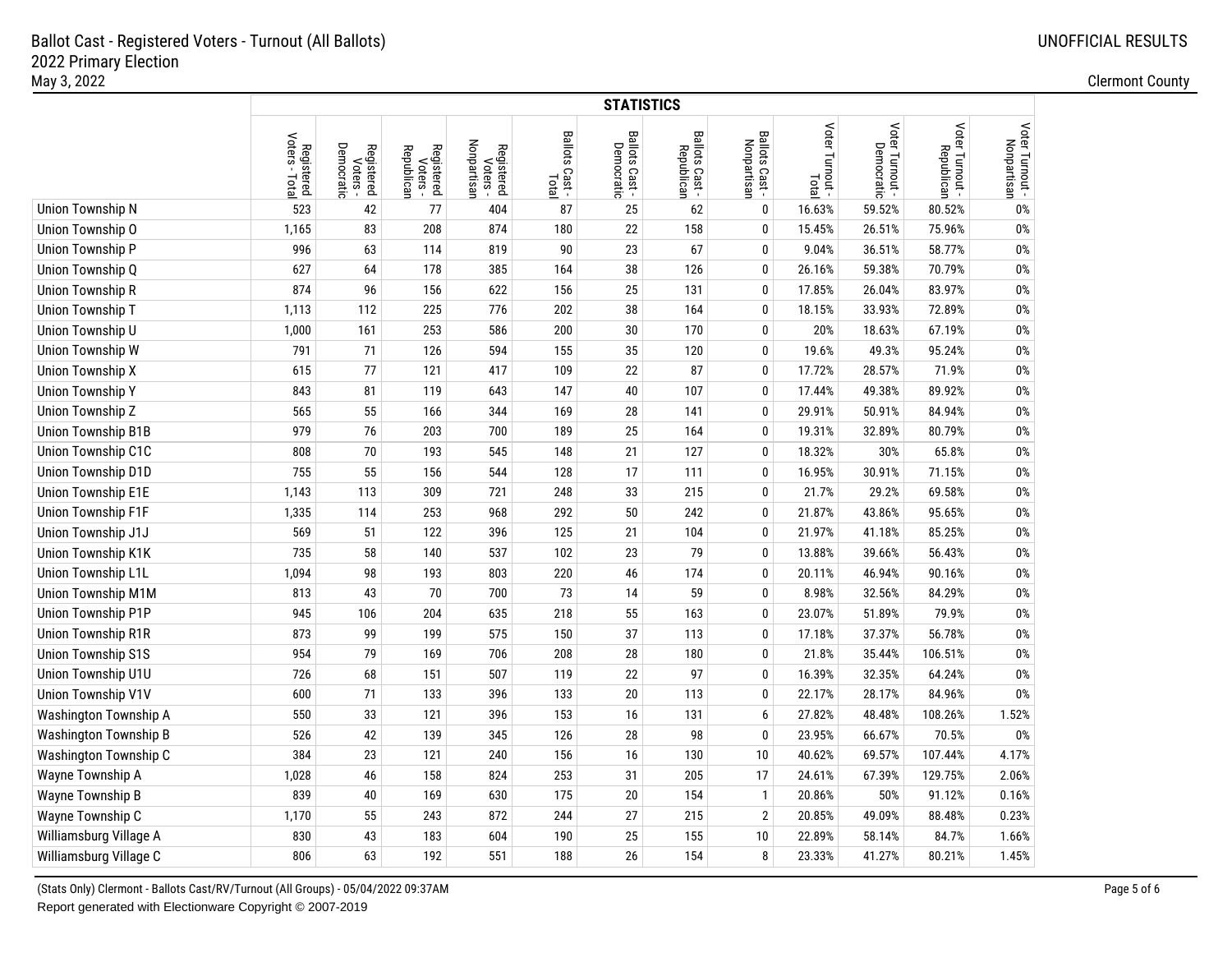# Ballot Cast - Registered Voters - Turnout (All Ballots)
## 2022 Primary Election
May 3, 2022

UNOFFICIAL RESULTS

Clermont County

| | STATISTICS | | | | | | | | | | | |
|---|---|---|---|---|---|---|---|---|---|---|---|---|
| | Registered Voters - Total | Registered Voters - Democratic | Registered Voters - Republican | Registered Voters - Nonpartisan | Ballots Cast - Total | Ballots Cast - Democratic | Ballots Cast - Republican | Ballots Cast - Nonpartisan | Voter Turnout - Total | Voter Turnout - Democratic | Voter Turnout - Republican | Voter Turnout - Nonpartisan |
| Union Township N | 523 | 42 | 77 | 404 | 87 | 25 | 62 | 0 | 16.63% | 59.52% | 80.52% | 0% |
| Union Township O | 1,165 | 83 | 208 | 874 | 180 | 22 | 158 | 0 | 15.45% | 26.51% | 75.96% | 0% |
| Union Township P | 996 | 63 | 114 | 819 | 90 | 23 | 67 | 0 | 9.04% | 36.51% | 58.77% | 0% |
| Union Township Q | 627 | 64 | 178 | 385 | 164 | 38 | 126 | 0 | 26.16% | 59.38% | 70.79% | 0% |
| Union Township R | 874 | 96 | 156 | 622 | 156 | 25 | 131 | 0 | 17.85% | 26.04% | 83.97% | 0% |
| Union Township T | 1,113 | 112 | 225 | 776 | 202 | 38 | 164 | 0 | 18.15% | 33.93% | 72.89% | 0% |
| Union Township U | 1,000 | 161 | 253 | 586 | 200 | 30 | 170 | 0 | 20% | 18.63% | 67.19% | 0% |
| Union Township W | 791 | 71 | 126 | 594 | 155 | 35 | 120 | 0 | 19.6% | 49.3% | 95.24% | 0% |
| Union Township X | 615 | 77 | 121 | 417 | 109 | 22 | 87 | 0 | 17.72% | 28.57% | 71.9% | 0% |
| Union Township Y | 843 | 81 | 119 | 643 | 147 | 40 | 107 | 0 | 17.44% | 49.38% | 89.92% | 0% |
| Union Township Z | 565 | 55 | 166 | 344 | 169 | 28 | 141 | 0 | 29.91% | 50.91% | 84.94% | 0% |
| Union Township B1B | 979 | 76 | 203 | 700 | 189 | 25 | 164 | 0 | 19.31% | 32.89% | 80.79% | 0% |
| Union Township C1C | 808 | 70 | 193 | 545 | 148 | 21 | 127 | 0 | 18.32% | 30% | 65.8% | 0% |
| Union Township D1D | 755 | 55 | 156 | 544 | 128 | 17 | 111 | 0 | 16.95% | 30.91% | 71.15% | 0% |
| Union Township E1E | 1,143 | 113 | 309 | 721 | 248 | 33 | 215 | 0 | 21.7% | 29.2% | 69.58% | 0% |
| Union Township F1F | 1,335 | 114 | 253 | 968 | 292 | 50 | 242 | 0 | 21.87% | 43.86% | 95.65% | 0% |
| Union Township J1J | 569 | 51 | 122 | 396 | 125 | 21 | 104 | 0 | 21.97% | 41.18% | 85.25% | 0% |
| Union Township K1K | 735 | 58 | 140 | 537 | 102 | 23 | 79 | 0 | 13.88% | 39.66% | 56.43% | 0% |
| Union Township L1L | 1,094 | 98 | 193 | 803 | 220 | 46 | 174 | 0 | 20.11% | 46.94% | 90.16% | 0% |
| Union Township M1M | 813 | 43 | 70 | 700 | 73 | 14 | 59 | 0 | 8.98% | 32.56% | 84.29% | 0% |
| Union Township P1P | 945 | 106 | 204 | 635 | 218 | 55 | 163 | 0 | 23.07% | 51.89% | 79.9% | 0% |
| Union Township R1R | 873 | 99 | 199 | 575 | 150 | 37 | 113 | 0 | 17.18% | 37.37% | 56.78% | 0% |
| Union Township S1S | 954 | 79 | 169 | 706 | 208 | 28 | 180 | 0 | 21.8% | 35.44% | 106.51% | 0% |
| Union Township U1U | 726 | 68 | 151 | 507 | 119 | 22 | 97 | 0 | 16.39% | 32.35% | 64.24% | 0% |
| Union Township V1V | 600 | 71 | 133 | 396 | 133 | 20 | 113 | 0 | 22.17% | 28.17% | 84.96% | 0% |
| Washington Township A | 550 | 33 | 121 | 396 | 153 | 16 | 131 | 6 | 27.82% | 48.48% | 108.26% | 1.52% |
| Washington Township B | 526 | 42 | 139 | 345 | 126 | 28 | 98 | 0 | 23.95% | 66.67% | 70.5% | 0% |
| Washington Township C | 384 | 23 | 121 | 240 | 156 | 16 | 130 | 10 | 40.62% | 69.57% | 107.44% | 4.17% |
| Wayne Township A | 1,028 | 46 | 158 | 824 | 253 | 31 | 205 | 17 | 24.61% | 67.39% | 129.75% | 2.06% |
| Wayne Township B | 839 | 40 | 169 | 630 | 175 | 20 | 154 | 1 | 20.86% | 50% | 91.12% | 0.16% |
| Wayne Township C | 1,170 | 55 | 243 | 872 | 244 | 27 | 215 | 2 | 20.85% | 49.09% | 88.48% | 0.23% |
| Williamsburg Village A | 830 | 43 | 183 | 604 | 190 | 25 | 155 | 10 | 22.89% | 58.14% | 84.7% | 1.66% |
| Williamsburg Village C | 806 | 63 | 192 | 551 | 188 | 26 | 154 | 8 | 23.33% | 41.27% | 80.21% | 1.45% |

(Stats Only) Clermont - Ballots Cast/RV/Turnout (All Groups) - 05/04/2022 09:37AM

Report generated with Electionware Copyright © 2007-2019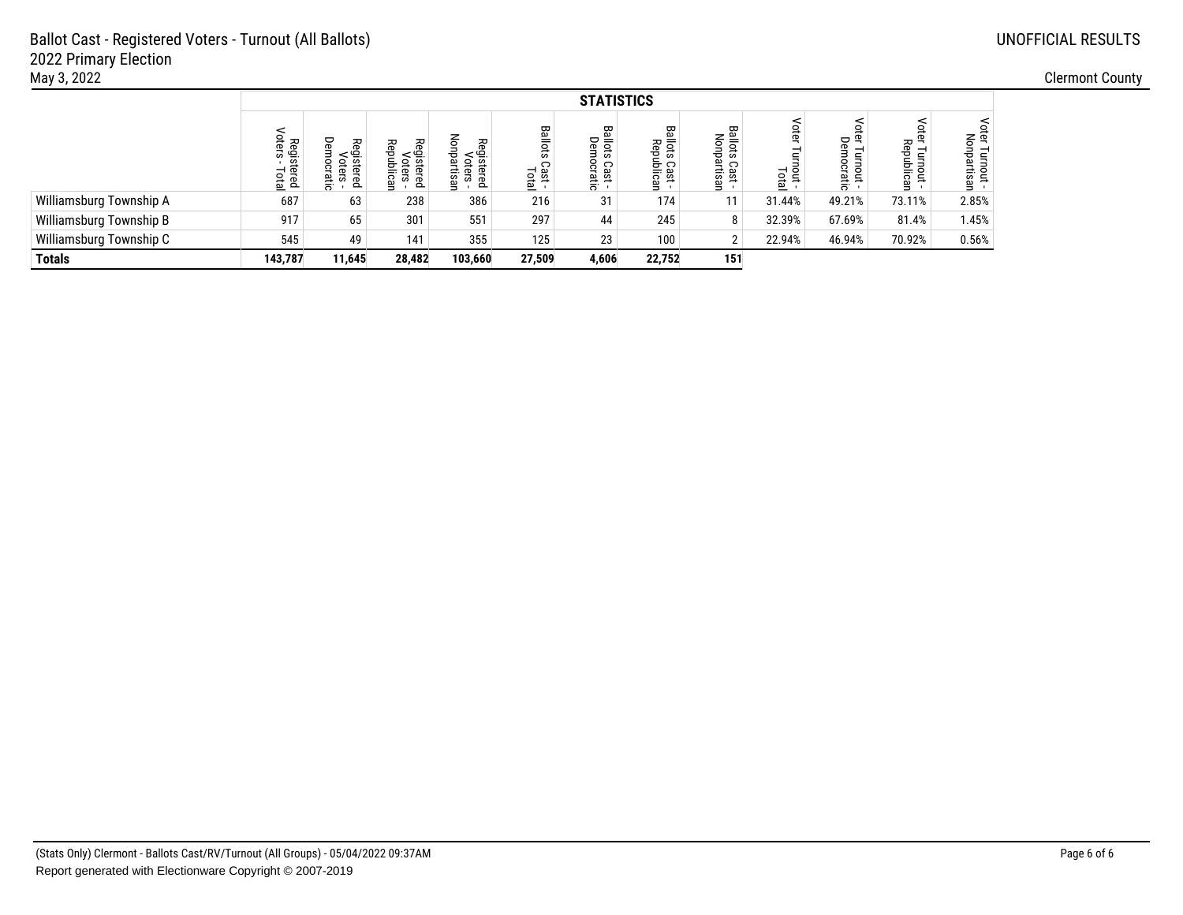Ballot Cast - Registered Voters - Turnout (All Ballots)
2022 Primary Election
May 3, 2022

UNOFFICIAL RESULTS

Clermont County

| | STATISTICS | | | | | | | | | | | |
|---|---|---|---|---|---|---|---|---|---|---|---|---|
| | Registered Voters - Total | Registered Voters - Democratic | Registered Voters - Republican | Registered Voters - Nonpartisan | Ballots Cast - Total | Ballots Cast - Democratic | Ballots Cast - Republican | Ballots Cast - Nonpartisan | Voter Turnout - Total | Voter Turnout - Democratic | Voter Turnout - Republican | Voter Turnout - Nonpartisan |
| Williamsburg Township A | 687 | 63 | 238 | 386 | 216 | 31 | 174 | 11 | 31.44% | 49.21% | 73.11% | 2.85% |
| Williamsburg Township B | 917 | 65 | 301 | 551 | 297 | 44 | 245 | 8 | 32.39% | 67.69% | 81.4% | 1.45% |
| Williamsburg Township C | 545 | 49 | 141 | 355 | 125 | 23 | 100 | 2 | 22.94% | 46.94% | 70.92% | 0.56% |
| **Totals** | **143,787** | **11,645** | **28,482** | **103,660** | **27,509** | **4,606** | **22,752** | **151** | | | | |

(Stats Only) Clermont - Ballots Cast/RV/Turnout (All Groups) - 05/04/2022 09:37AM
Report generated with Electionware Copyright © 2007-2019